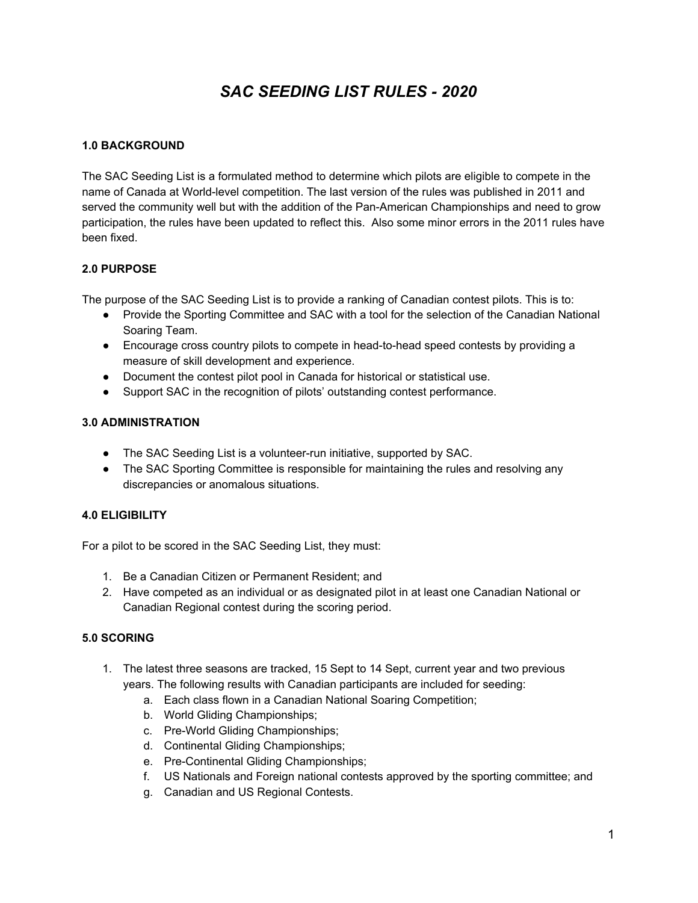# *SAC SEEDING LIST RULES - 2020*

### 1.0 BACKGROUND

The SAC Seeding List is a formulated method to determine which pilots are eligible to compete in the name of Canada at World-level competition. The last version of the rules was published in 2011 and served the community well but with the addition of the Pan-American Championships and need to grow participation, the rules have been updated to reflect this. Also some minor errors in the 2011 rules have been fixed.

### 2.0 PURPOSE

The purpose of the SAC Seeding List is to provide a ranking of Canadian contest pilots. This is to:

- Provide the Sporting Committee and SAC with a tool for the selection of the Canadian National Soaring Team.
- Encourage cross country pilots to compete in head-to-head speed contests by providing a measure of skill development and experience.
- Document the contest pilot pool in Canada for historical or statistical use.
- Support SAC in the recognition of pilots' outstanding contest performance.

### 3.0 ADMINISTRATION

- The SAC Seeding List is a volunteer-run initiative, supported by SAC.
- The SAC Sporting Committee is responsible for maintaining the rules and resolving any discrepancies or anomalous situations.

### 4.0 ELIGIBILITY

For a pilot to be scored in the SAC Seeding List, they must:

1. Be a Canadian Citizen or Permanent Resident; and
2. Have competed as an individual or as designated pilot in at least one Canadian National or Canadian Regional contest during the scoring period.

### 5.0 SCORING

1. The latest three seasons are tracked, 15 Sept to 14 Sept, current year and two previous years. The following results with Canadian participants are included for seeding:
    a. Each class flown in a Canadian National Soaring Competition;
    b. World Gliding Championships;
    c. Pre-World Gliding Championships;
    d. Continental Gliding Championships;
    e. Pre-Continental Gliding Championships;
    f. US Nationals and Foreign national contests approved by the sporting committee; and
    g. Canadian and US Regional Contests.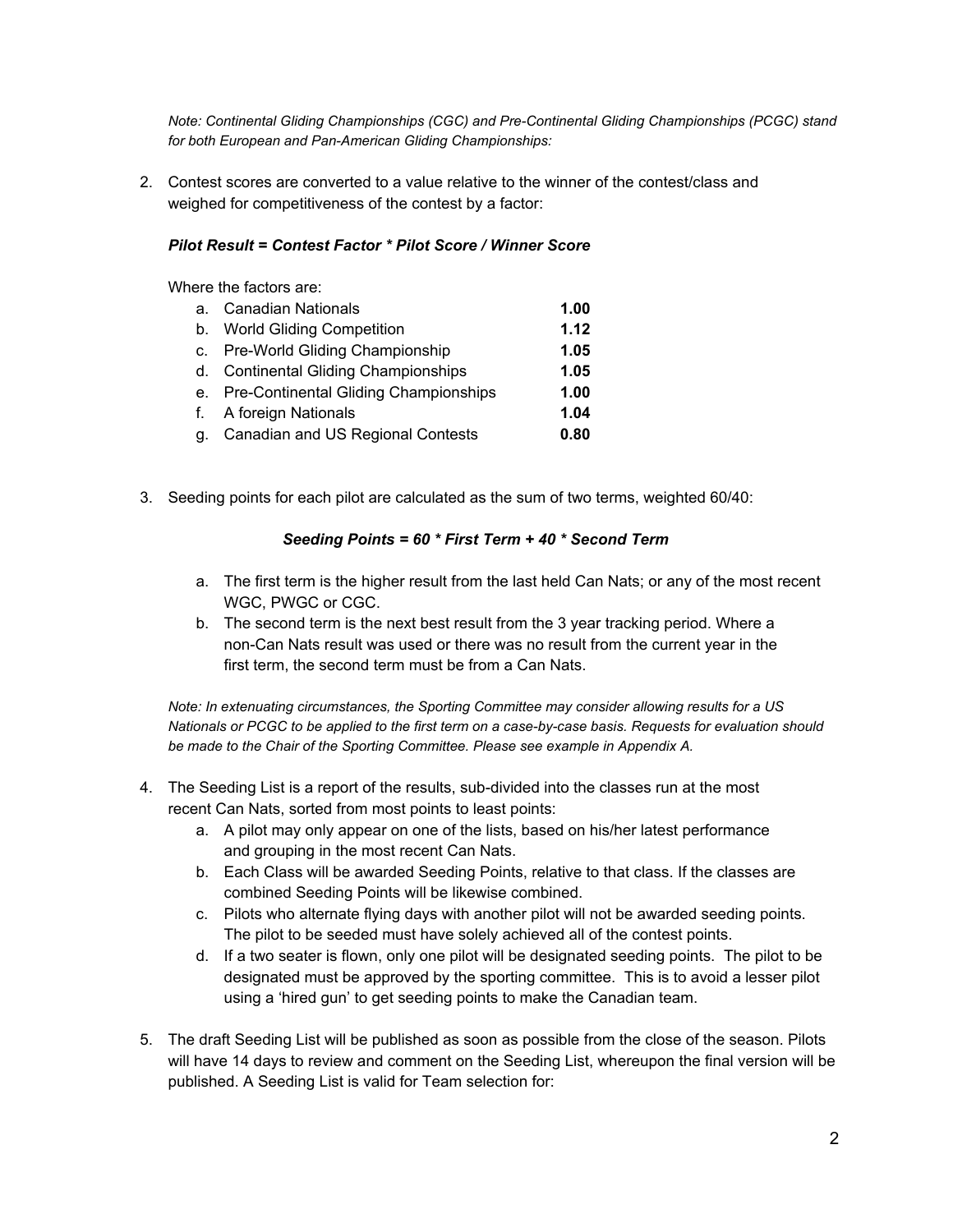*Note: Continental Gliding Championships (CGC) and Pre-Continental Gliding Championships (PCGC) stand for both European and Pan-American Gliding Championships:*

2. Contest scores are converted to a value relative to the winner of the contest/class and weighed for competitiveness of the contest by a factor:

   ***Pilot Result = Contest Factor * Pilot Score / Winner Score***

   Where the factors are:

   | | | |
   |---|---|---|
   | a. | Canadian Nationals | **1.00** |
   | b. | World Gliding Competition | **1.12** |
   | c. | Pre-World Gliding Championship | **1.05** |
   | d. | Continental Gliding Championships | **1.05** |
   | e. | Pre-Continental Gliding Championships | **1.00** |
   | f. | A foreign Nationals | **1.04** |
   | g. | Canadian and US Regional Contests | **0.80** |

3. Seeding points for each pilot are calculated as the sum of two terms, weighted 60/40:

   ***Seeding Points = 60 * First Term + 40 * Second Term***

   a. The first term is the higher result from the last held Can Nats; or any of the most recent WGC, PWGC or CGC.
   b. The second term is the next best result from the 3 year tracking period. Where a non-Can Nats result was used or there was no result from the current year in the first term, the second term must be from a Can Nats.

   *Note: In extenuating circumstances, the Sporting Committee may consider allowing results for a US Nationals or PCGC to be applied to the first term on a case-by-case basis. Requests for evaluation should be made to the Chair of the Sporting Committee. Please see example in Appendix A.*

4. The Seeding List is a report of the results, sub-divided into the classes run at the most recent Can Nats, sorted from most points to least points:
   a. A pilot may only appear on one of the lists, based on his/her latest performance and grouping in the most recent Can Nats.
   b. Each Class will be awarded Seeding Points, relative to that class. If the classes are combined Seeding Points will be likewise combined.
   c. Pilots who alternate flying days with another pilot will not be awarded seeding points. The pilot to be seeded must have solely achieved all of the contest points.
   d. If a two seater is flown, only one pilot will be designated seeding points. The pilot to be designated must be approved by the sporting committee. This is to avoid a lesser pilot using a 'hired gun' to get seeding points to make the Canadian team.

5. The draft Seeding List will be published as soon as possible from the close of the season. Pilots will have 14 days to review and comment on the Seeding List, whereupon the final version will be published. A Seeding List is valid for Team selection for: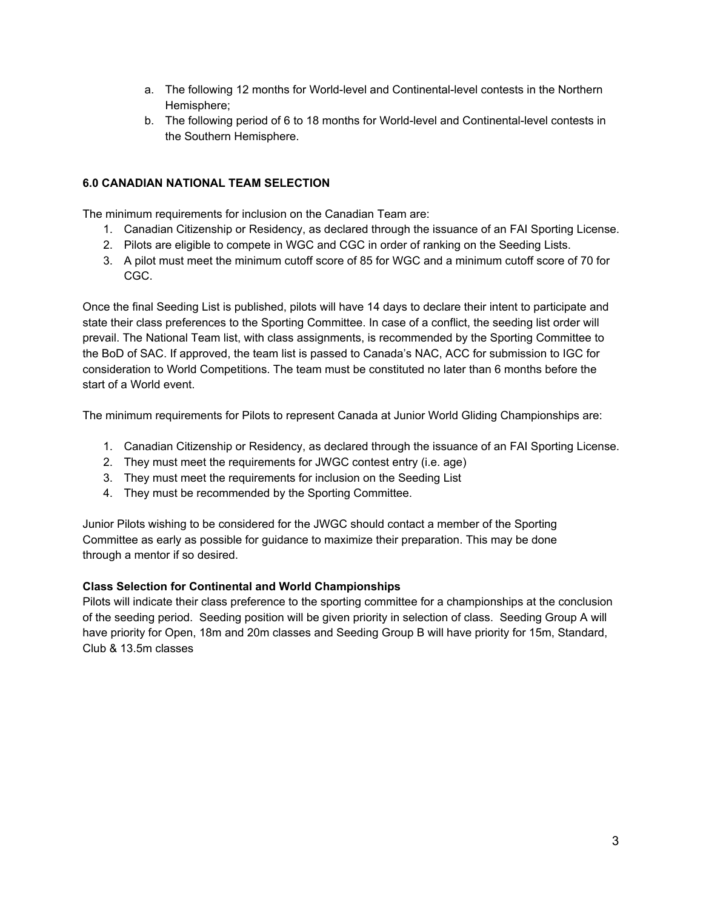a. The following 12 months for World-level and Continental-level contests in the Northern Hemisphere;
b. The following period of 6 to 18 months for World-level and Continental-level contests in the Southern Hemisphere.

### 6.0 CANADIAN NATIONAL TEAM SELECTION

The minimum requirements for inclusion on the Canadian Team are:

1. Canadian Citizenship or Residency, as declared through the issuance of an FAI Sporting License.
2. Pilots are eligible to compete in WGC and CGC in order of ranking on the Seeding Lists.
3. A pilot must meet the minimum cutoff score of 85 for WGC and a minimum cutoff score of 70 for CGC.

Once the final Seeding List is published, pilots will have 14 days to declare their intent to participate and state their class preferences to the Sporting Committee. In case of a conflict, the seeding list order will prevail. The National Team list, with class assignments, is recommended by the Sporting Committee to the BoD of SAC. If approved, the team list is passed to Canada's NAC, ACC for submission to IGC for consideration to World Competitions. The team must be constituted no later than 6 months before the start of a World event.

The minimum requirements for Pilots to represent Canada at Junior World Gliding Championships are:

1. Canadian Citizenship or Residency, as declared through the issuance of an FAI Sporting License.
2. They must meet the requirements for JWGC contest entry (i.e. age)
3. They must meet the requirements for inclusion on the Seeding List
4. They must be recommended by the Sporting Committee.

Junior Pilots wishing to be considered for the JWGC should contact a member of the Sporting Committee as early as possible for guidance to maximize their preparation. This may be done through a mentor if so desired.

**Class Selection for Continental and World Championships**

Pilots will indicate their class preference to the sporting committee for a championships at the conclusion of the seeding period. Seeding position will be given priority in selection of class. Seeding Group A will have priority for Open, 18m and 20m classes and Seeding Group B will have priority for 15m, Standard, Club & 13.5m classes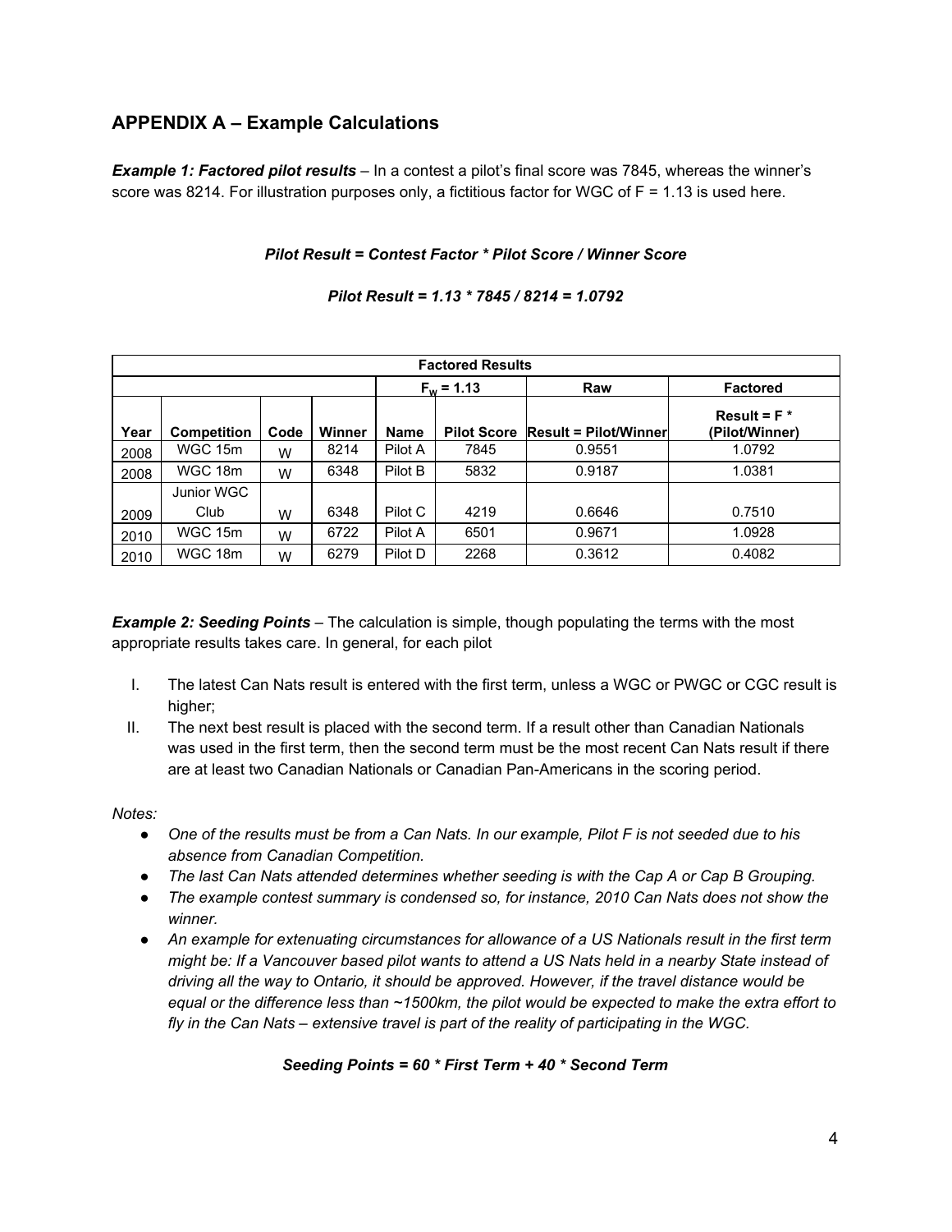## APPENDIX A – Example Calculations

***Example 1: Factored pilot results*** – In a contest a pilot's final score was 7845, whereas the winner's score was 8214. For illustration purposes only, a fictitious factor for WGC of F = 1.13 is used here.

***Pilot Result = Contest Factor * Pilot Score / Winner Score***

***Pilot Result = 1.13 * 7845 / 8214 = 1.0792***

| Factored Results | | | | | | | |
|---|---|---|---|---|---|---|---|
| | | | | $F_W$ = 1.13 | | Raw | Factored |
| Year | Competition | Code | Winner | Name | Pilot Score | Result = Pilot/Winner | Result = F * (Pilot/Winner) |
| 2008 | WGC 15m | W | 8214 | Pilot A | 7845 | 0.9551 | 1.0792 |
| 2008 | WGC 18m | W | 6348 | Pilot B | 5832 | 0.9187 | 1.0381 |
| 2009 | Junior WGC Club | W | 6348 | Pilot C | 4219 | 0.6646 | 0.7510 |
| 2010 | WGC 15m | W | 6722 | Pilot A | 6501 | 0.9671 | 1.0928 |
| 2010 | WGC 18m | W | 6279 | Pilot D | 2268 | 0.3612 | 0.4082 |

***Example 2: Seeding Points*** – The calculation is simple, though populating the terms with the most appropriate results takes care. In general, for each pilot

I. The latest Can Nats result is entered with the first term, unless a WGC or PWGC or CGC result is higher;
II. The next best result is placed with the second term. If a result other than Canadian Nationals was used in the first term, then the second term must be the most recent Can Nats result if there are at least two Canadian Nationals or Canadian Pan-Americans in the scoring period.

*Notes:*

- *One of the results must be from a Can Nats. In our example, Pilot F is not seeded due to his absence from Canadian Competition.*
- *The last Can Nats attended determines whether seeding is with the Cap A or Cap B Grouping.*
- *The example contest summary is condensed so, for instance, 2010 Can Nats does not show the winner.*
- *An example for extenuating circumstances for allowance of a US Nationals result in the first term might be: If a Vancouver based pilot wants to attend a US Nats held in a nearby State instead of driving all the way to Ontario, it should be approved. However, if the travel distance would be equal or the difference less than ~1500km, the pilot would be expected to make the extra effort to fly in the Can Nats – extensive travel is part of the reality of participating in the WGC.*

***Seeding Points = 60 * First Term + 40 * Second Term***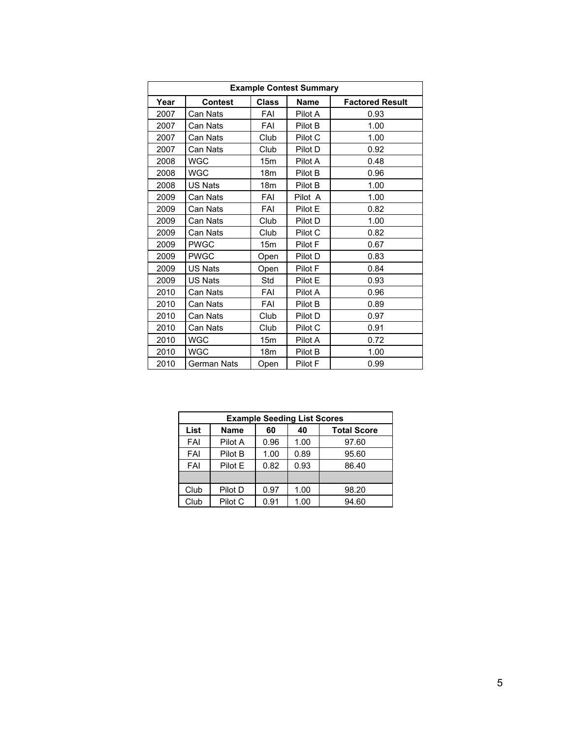| Example Contest Summary | | | | |
|---|---|---|---|---|
| **Year** | **Contest** | **Class** | **Name** | **Factored Result** |
| 2007 | Can Nats | FAI | Pilot A | 0.93 |
| 2007 | Can Nats | FAI | Pilot B | 1.00 |
| 2007 | Can Nats | Club | Pilot C | 1.00 |
| 2007 | Can Nats | Club | Pilot D | 0.92 |
| 2008 | WGC | 15m | Pilot A | 0.48 |
| 2008 | WGC | 18m | Pilot B | 0.96 |
| 2008 | US Nats | 18m | Pilot B | 1.00 |
| 2009 | Can Nats | FAI | Pilot A | 1.00 |
| 2009 | Can Nats | FAI | Pilot E | 0.82 |
| 2009 | Can Nats | Club | Pilot D | 1.00 |
| 2009 | Can Nats | Club | Pilot C | 0.82 |
| 2009 | PWGC | 15m | Pilot F | 0.67 |
| 2009 | PWGC | Open | Pilot D | 0.83 |
| 2009 | US Nats | Open | Pilot F | 0.84 |
| 2009 | US Nats | Std | Pilot E | 0.93 |
| 2010 | Can Nats | FAI | Pilot A | 0.96 |
| 2010 | Can Nats | FAI | Pilot B | 0.89 |
| 2010 | Can Nats | Club | Pilot D | 0.97 |
| 2010 | Can Nats | Club | Pilot C | 0.91 |
| 2010 | WGC | 15m | Pilot A | 0.72 |
| 2010 | WGC | 18m | Pilot B | 1.00 |
| 2010 | German Nats | Open | Pilot F | 0.99 |

| Example Seeding List Scores | | | | |
|---|---|---|---|---|
| **List** | **Name** | **60** | **40** | **Total Score** |
| FAI | Pilot A | 0.96 | 1.00 | 97.60 |
| FAI | Pilot B | 1.00 | 0.89 | 95.60 |
| FAI | Pilot E | 0.82 | 0.93 | 86.40 |
| | | | | |
| Club | Pilot D | 0.97 | 1.00 | 98.20 |
| Club | Pilot C | 0.91 | 1.00 | 94.60 |